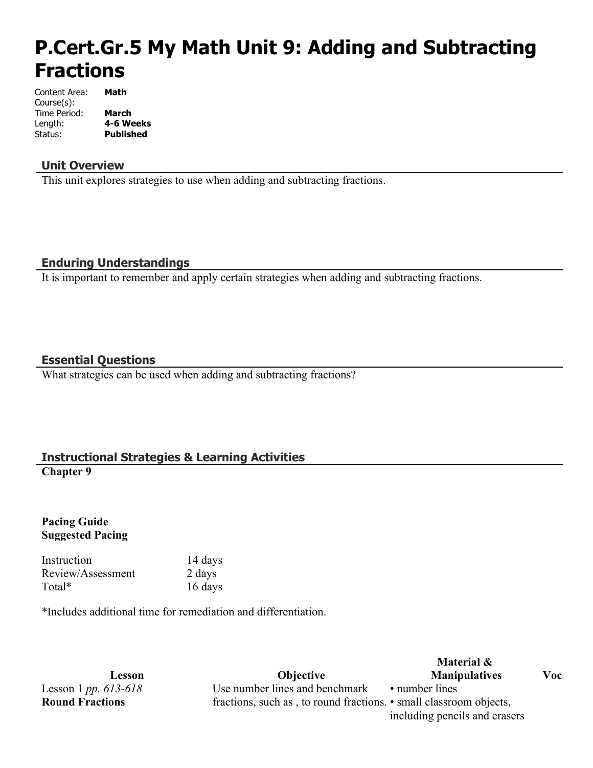# P.Cert.Gr.5 My Math Unit 9: Adding and Subtracting Fractions

Content Area: **Math**
Course(s):
Time Period: **March**
Length: **4-6 Weeks**
Status: **Published**

## Unit Overview

This unit explores strategies to use when adding and subtracting fractions.

## Enduring Understandings

It is important to remember and apply certain strategies when adding and subtracting fractions.

## Essential Questions

What strategies can be used when adding and subtracting fractions?

## Instructional Strategies & Learning Activities

**Chapter 9**

**Pacing Guide**
**Suggested Pacing**

| | |
|---|---|
| Instruction | 14 days |
| Review/Assessment | 2 days |
| Total* | 16 days |

*Includes additional time for remediation and differentiation.

| Lesson | Objective | Material & Manipulatives | Voc |
|---|---|---|---|
| Lesson 1 *pp. 613-618* **Round Fractions** | Use number lines and benchmark fractions, such as , to round fractions. | • number lines • small classroom objects, including pencils and erasers | |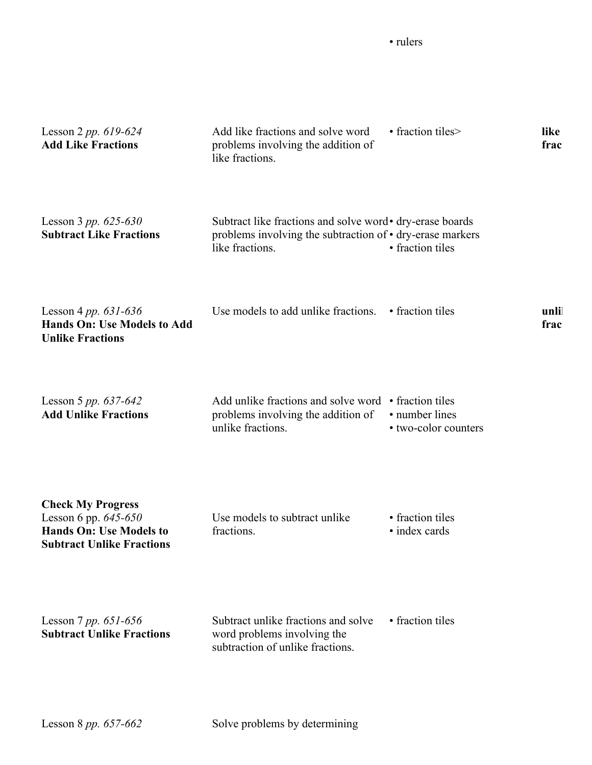| | | | |
|---|---|---|---|
| | | • rulers | |
| Lesson 2 *pp. 619-624*<br>**Add Like Fractions** | Add like fractions and solve word problems involving the addition of like fractions. | • fraction tiles> | **like frac** |
| Lesson 3 *pp. 625-630*<br>**Subtract Like Fractions** | Subtract like fractions and solve word problems involving the subtraction of like fractions. | • dry-erase boards<br>• dry-erase markers<br>• fraction tiles | |
| Lesson 4 *pp. 631-636*<br>**Hands On: Use Models to Add Unlike Fractions** | Use models to add unlike fractions. | • fraction tiles | **unli frac** |
| Lesson 5 *pp. 637-642*<br>**Add Unlike Fractions** | Add unlike fractions and solve word problems involving the addition of unlike fractions. | • fraction tiles<br>• number lines<br>• two-color counters | |
| **Check My Progress**<br>Lesson 6 pp. *645-650*<br>**Hands On: Use Models to Subtract Unlike Fractions** | Use models to subtract unlike fractions. | • fraction tiles<br>• index cards | |
| Lesson 7 *pp. 651-656*<br>**Subtract Unlike Fractions** | Subtract unlike fractions and solve word problems involving the subtraction of unlike fractions. | • fraction tiles | |
| Lesson 8 *pp. 657-662* | Solve problems by determining | | |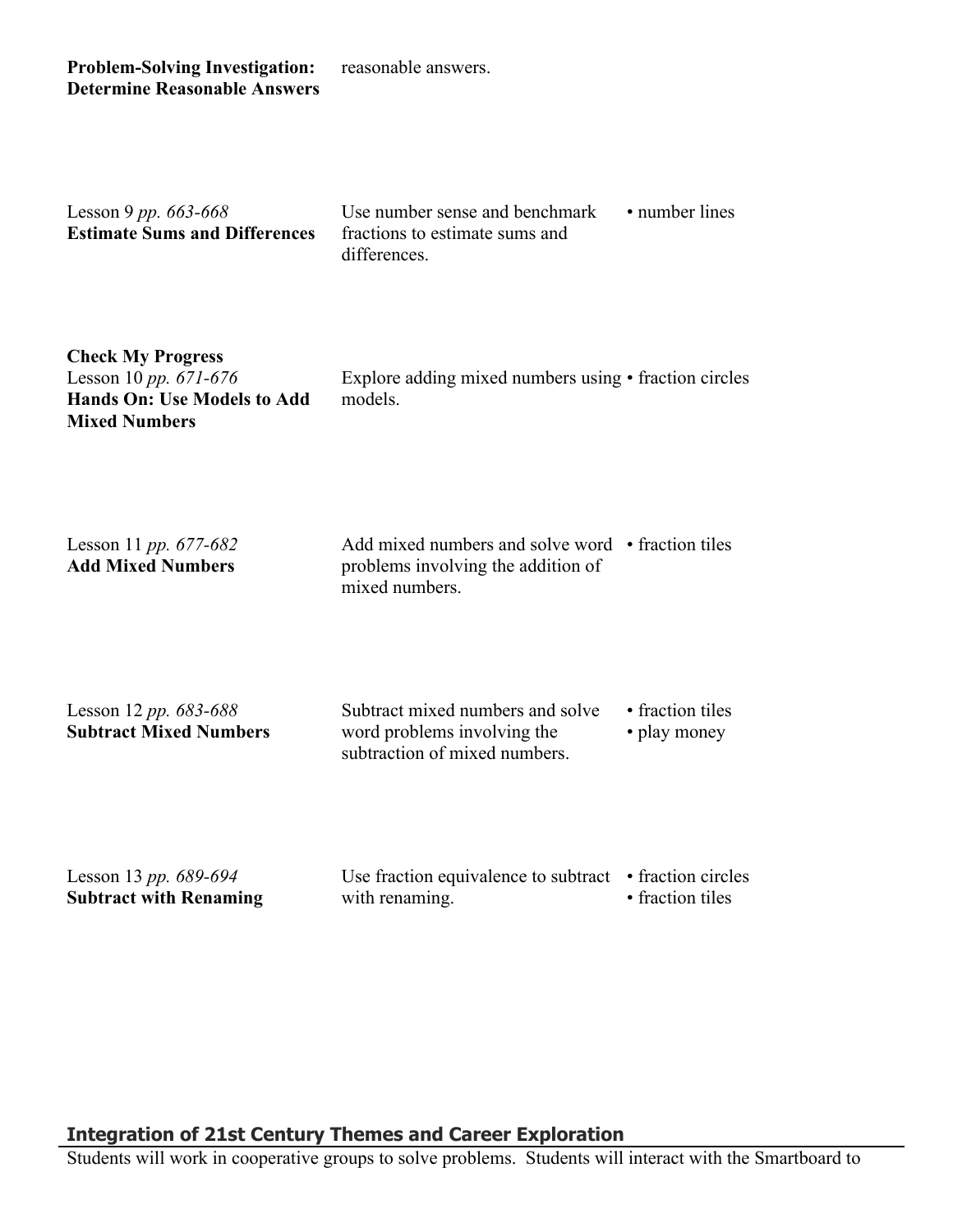| | | |
|---|---|---|
| **Problem-Solving Investigation: Determine Reasonable Answers** | reasonable answers. | |
| Lesson 9 *pp. 663-668* **Estimate Sums and Differences** | Use number sense and benchmark fractions to estimate sums and differences. | • number lines |
| **Check My Progress** Lesson 10 *pp. 671-676* **Hands On: Use Models to Add Mixed Numbers** | Explore adding mixed numbers using models. | • fraction circles |
| Lesson 11 *pp. 677-682* **Add Mixed Numbers** | Add mixed numbers and solve word problems involving the addition of mixed numbers. | • fraction tiles |
| Lesson 12 *pp. 683-688* **Subtract Mixed Numbers** | Subtract mixed numbers and solve word problems involving the subtraction of mixed numbers. | • fraction tiles<br>• play money |
| Lesson 13 *pp. 689-694* **Subtract with Renaming** | Use fraction equivalence to subtract with renaming. | • fraction circles<br>• fraction tiles |

## Integration of 21st Century Themes and Career Exploration

Students will work in cooperative groups to solve problems. Students will interact with the Smartboard to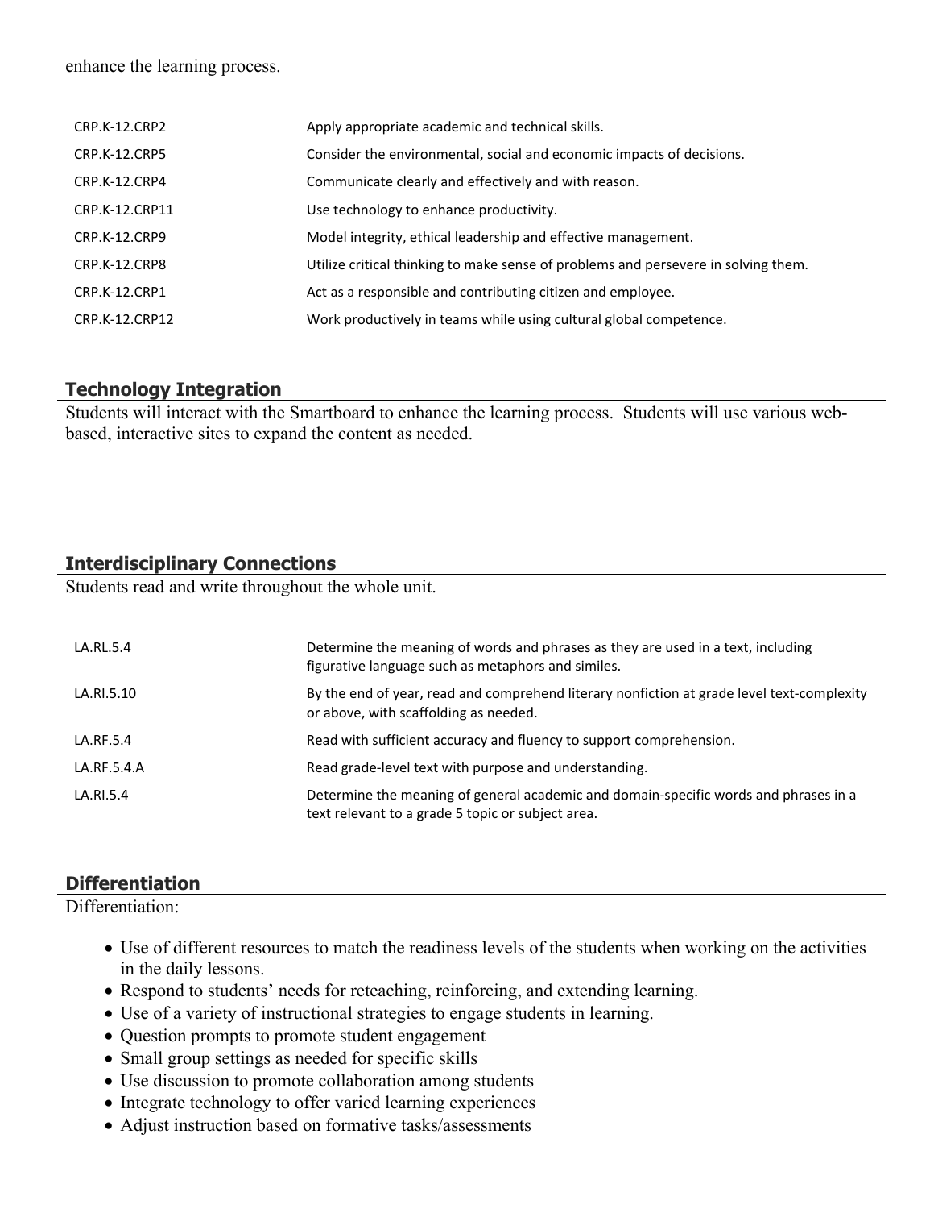enhance the learning process.

| | |
|---|---|
| CRP.K-12.CRP2 | Apply appropriate academic and technical skills. |
| CRP.K-12.CRP5 | Consider the environmental, social and economic impacts of decisions. |
| CRP.K-12.CRP4 | Communicate clearly and effectively and with reason. |
| CRP.K-12.CRP11 | Use technology to enhance productivity. |
| CRP.K-12.CRP9 | Model integrity, ethical leadership and effective management. |
| CRP.K-12.CRP8 | Utilize critical thinking to make sense of problems and persevere in solving them. |
| CRP.K-12.CRP1 | Act as a responsible and contributing citizen and employee. |
| CRP.K-12.CRP12 | Work productively in teams while using cultural global competence. |

## Technology Integration

Students will interact with the Smartboard to enhance the learning process. Students will use various web-based, interactive sites to expand the content as needed.

## Interdisciplinary Connections

Students read and write throughout the whole unit.

| | |
|---|---|
| LA.RL.5.4 | Determine the meaning of words and phrases as they are used in a text, including figurative language such as metaphors and similes. |
| LA.RI.5.10 | By the end of year, read and comprehend literary nonfiction at grade level text-complexity or above, with scaffolding as needed. |
| LA.RF.5.4 | Read with sufficient accuracy and fluency to support comprehension. |
| LA.RF.5.4.A | Read grade-level text with purpose and understanding. |
| LA.RI.5.4 | Determine the meaning of general academic and domain-specific words and phrases in a text relevant to a grade 5 topic or subject area. |

## Differentiation

Differentiation:

- Use of different resources to match the readiness levels of the students when working on the activities in the daily lessons.
- Respond to students' needs for reteaching, reinforcing, and extending learning.
- Use of a variety of instructional strategies to engage students in learning.
- Question prompts to promote student engagement
- Small group settings as needed for specific skills
- Use discussion to promote collaboration among students
- Integrate technology to offer varied learning experiences
- Adjust instruction based on formative tasks/assessments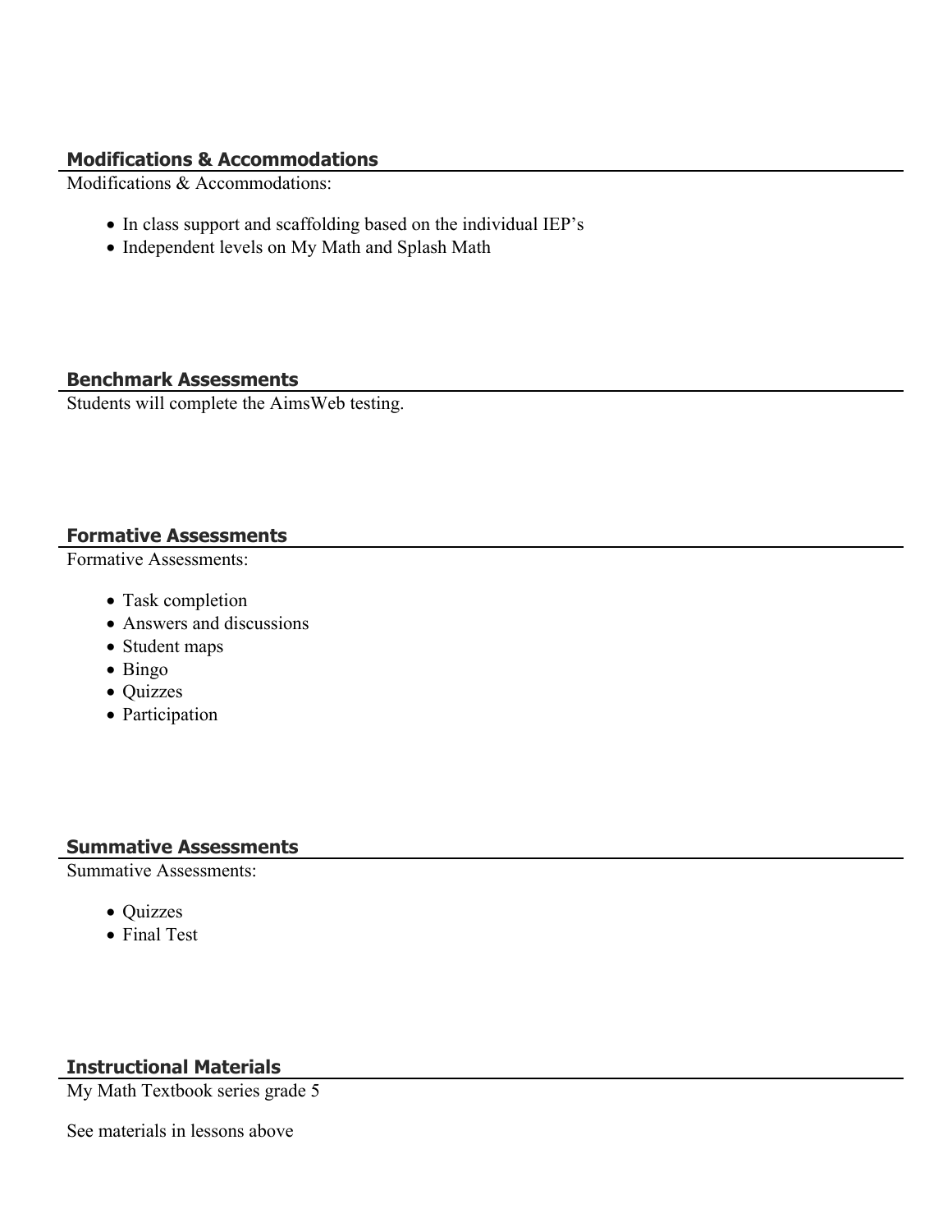## Modifications & Accommodations

Modifications & Accommodations:

- In class support and scaffolding based on the individual IEP's
- Independent levels on My Math and Splash Math

## Benchmark Assessments

Students will complete the AimsWeb testing.

## Formative Assessments

Formative Assessments:

- Task completion
- Answers and discussions
- Student maps
- Bingo
- Quizzes
- Participation

## Summative Assessments

Summative Assessments:

- Quizzes
- Final Test

## Instructional Materials

My Math Textbook series grade 5

See materials in lessons above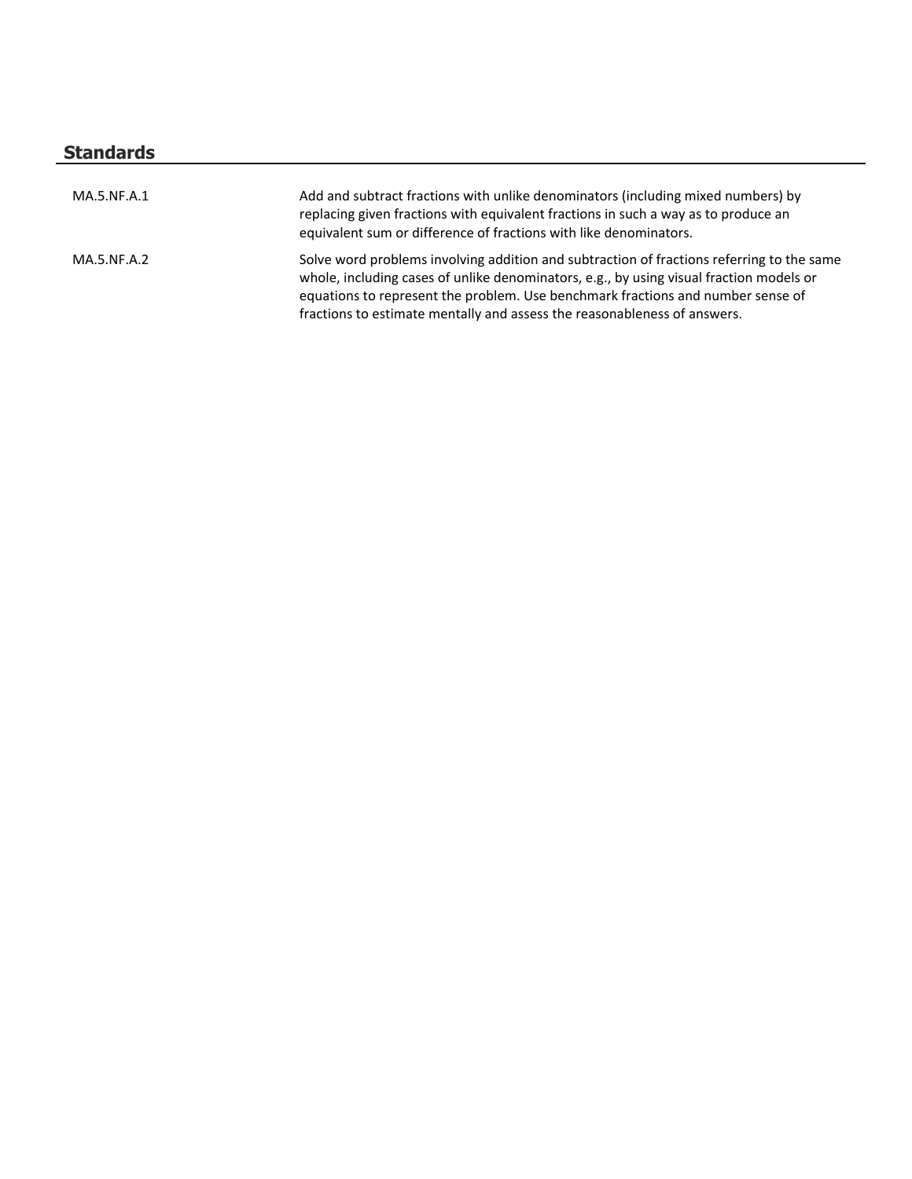## Standards

| | |
|---|---|
| MA.5.NF.A.1 | Add and subtract fractions with unlike denominators (including mixed numbers) by replacing given fractions with equivalent fractions in such a way as to produce an equivalent sum or difference of fractions with like denominators. |
| MA.5.NF.A.2 | Solve word problems involving addition and subtraction of fractions referring to the same whole, including cases of unlike denominators, e.g., by using visual fraction models or equations to represent the problem. Use benchmark fractions and number sense of fractions to estimate mentally and assess the reasonableness of answers. |